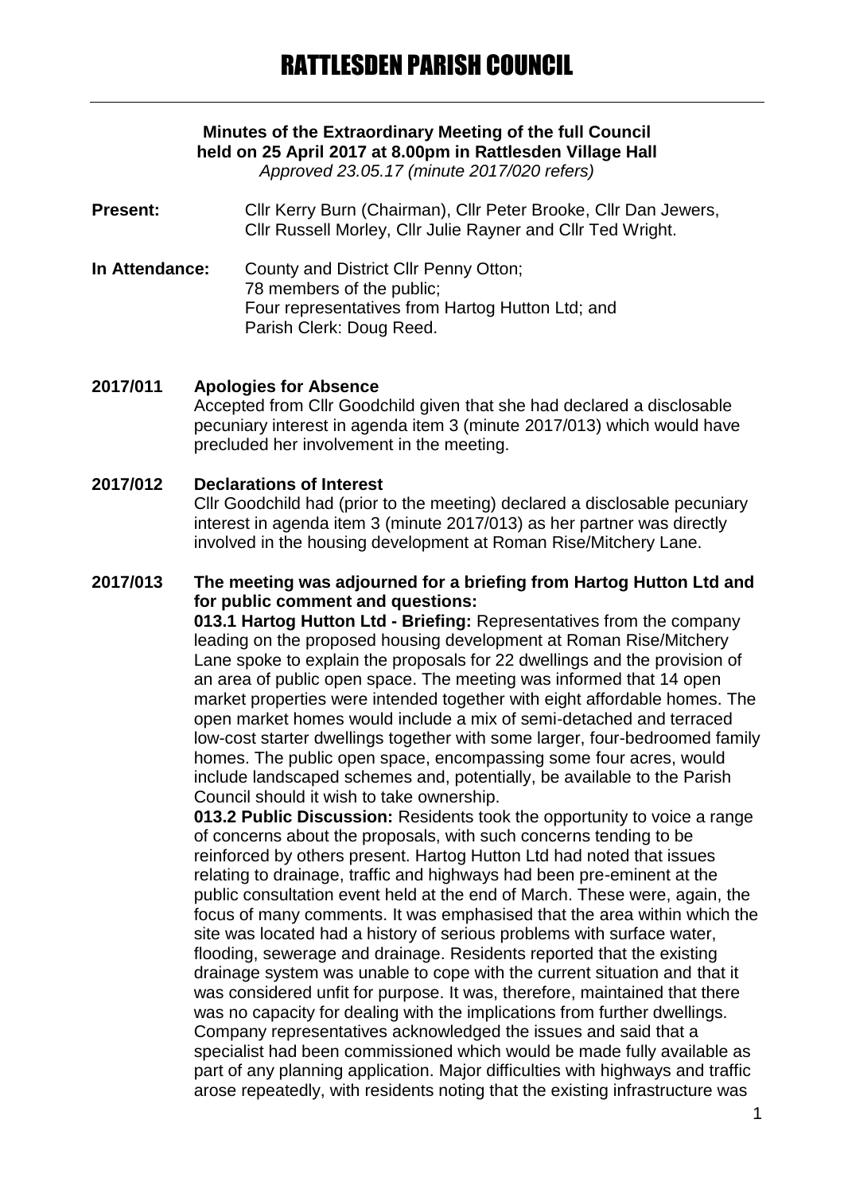# RATTLESDEN PARISH COUNCIL

**Minutes of the Extraordinary Meeting of the full Council held on 25 April 2017 at 8.00pm in Rattlesden Village Hall**
*Approved 23.05.17 (minute 2017/020 refers)*

**Present:** Cllr Kerry Burn (Chairman), Cllr Peter Brooke, Cllr Dan Jewers, Cllr Russell Morley, Cllr Julie Rayner and Cllr Ted Wright.

**In Attendance:** County and District Cllr Penny Otton;
78 members of the public;
Four representatives from Hartog Hutton Ltd; and
Parish Clerk: Doug Reed.

**2017/011 Apologies for Absence**

Accepted from Cllr Goodchild given that she had declared a disclosable pecuniary interest in agenda item 3 (minute 2017/013) which would have precluded her involvement in the meeting.

**2017/012 Declarations of Interest**

Cllr Goodchild had (prior to the meeting) declared a disclosable pecuniary interest in agenda item 3 (minute 2017/013) as her partner was directly involved in the housing development at Roman Rise/Mitchery Lane.

**2017/013 The meeting was adjourned for a briefing from Hartog Hutton Ltd and for public comment and questions:**

**013.1 Hartog Hutton Ltd - Briefing:** Representatives from the company leading on the proposed housing development at Roman Rise/Mitchery Lane spoke to explain the proposals for 22 dwellings and the provision of an area of public open space. The meeting was informed that 14 open market properties were intended together with eight affordable homes. The open market homes would include a mix of semi-detached and terraced low-cost starter dwellings together with some larger, four-bedroomed family homes. The public open space, encompassing some four acres, would include landscaped schemes and, potentially, be available to the Parish Council should it wish to take ownership.

**013.2 Public Discussion:** Residents took the opportunity to voice a range of concerns about the proposals, with such concerns tending to be reinforced by others present. Hartog Hutton Ltd had noted that issues relating to drainage, traffic and highways had been pre-eminent at the public consultation event held at the end of March. These were, again, the focus of many comments. It was emphasised that the area within which the site was located had a history of serious problems with surface water, flooding, sewerage and drainage. Residents reported that the existing drainage system was unable to cope with the current situation and that it was considered unfit for purpose. It was, therefore, maintained that there was no capacity for dealing with the implications from further dwellings. Company representatives acknowledged the issues and said that a specialist had been commissioned which would be made fully available as part of any planning application. Major difficulties with highways and traffic arose repeatedly, with residents noting that the existing infrastructure was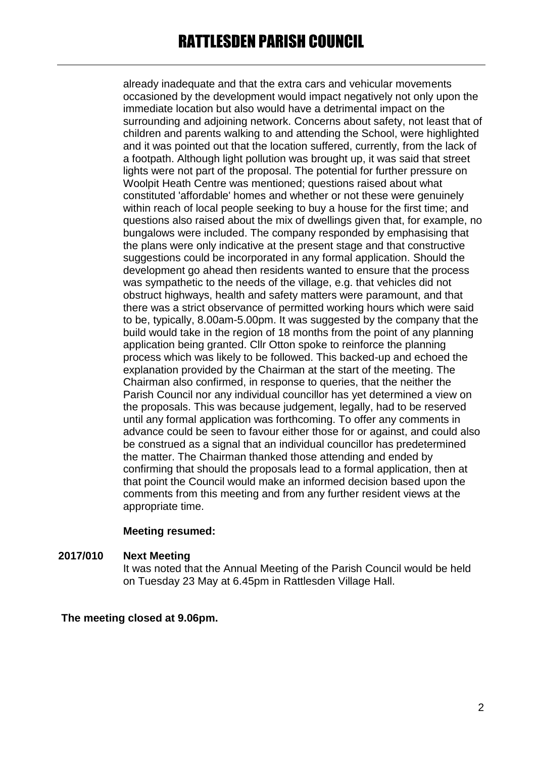already inadequate and that the extra cars and vehicular movements occasioned by the development would impact negatively not only upon the immediate location but also would have a detrimental impact on the surrounding and adjoining network. Concerns about safety, not least that of children and parents walking to and attending the School, were highlighted and it was pointed out that the location suffered, currently, from the lack of a footpath. Although light pollution was brought up, it was said that street lights were not part of the proposal. The potential for further pressure on Woolpit Heath Centre was mentioned; questions raised about what constituted 'affordable' homes and whether or not these were genuinely within reach of local people seeking to buy a house for the first time; and questions also raised about the mix of dwellings given that, for example, no bungalows were included. The company responded by emphasising that the plans were only indicative at the present stage and that constructive suggestions could be incorporated in any formal application. Should the development go ahead then residents wanted to ensure that the process was sympathetic to the needs of the village, e.g. that vehicles did not obstruct highways, health and safety matters were paramount, and that there was a strict observance of permitted working hours which were said to be, typically, 8.00am-5.00pm. It was suggested by the company that the build would take in the region of 18 months from the point of any planning application being granted. Cllr Otton spoke to reinforce the planning process which was likely to be followed. This backed-up and echoed the explanation provided by the Chairman at the start of the meeting. The Chairman also confirmed, in response to queries, that the neither the Parish Council nor any individual councillor has yet determined a view on the proposals. This was because judgement, legally, had to be reserved until any formal application was forthcoming. To offer any comments in advance could be seen to favour either those for or against, and could also be construed as a signal that an individual councillor has predetermined the matter. The Chairman thanked those attending and ended by confirming that should the proposals lead to a formal application, then at that point the Council would make an informed decision based upon the comments from this meeting and from any further resident views at the appropriate time.

**Meeting resumed:**

**2017/010 Next Meeting**

It was noted that the Annual Meeting of the Parish Council would be held on Tuesday 23 May at 6.45pm in Rattlesden Village Hall.

**The meeting closed at 9.06pm.**